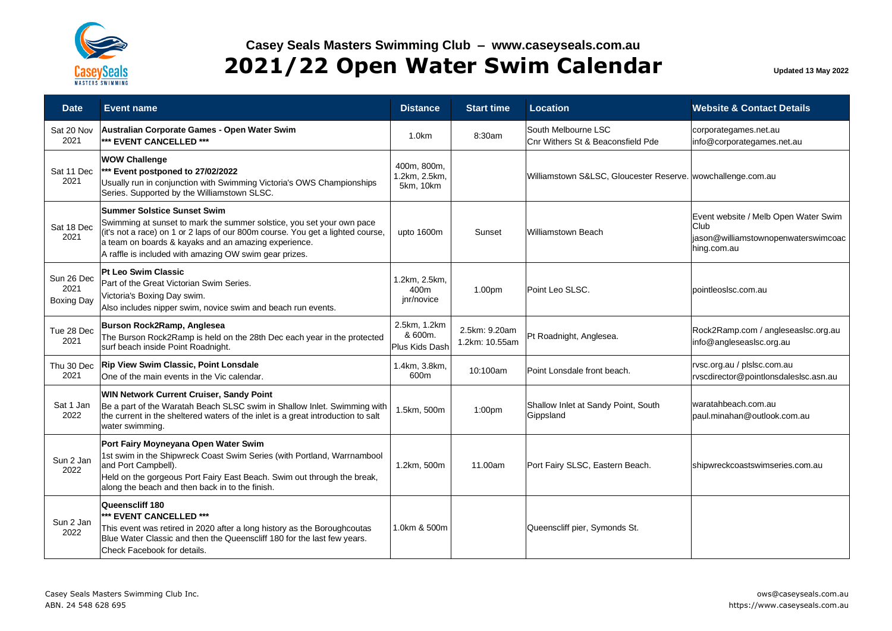## Casey Seals Masters Swimming Club – www.caseyseals.com.au

# 2021/22 Open Water Swim Calendar

**Updated 13 May 2022**

| Date | Event name | Distance | Start time | Location | Website & Contact Details |
|---|---|---|---|---|---|
| Sat 20 Nov 2021 | **Australian Corporate Games - Open Water Swim**<br>**\*\*\* EVENT CANCELLED \*\*\*** | 1.0km | 8:30am | South Melbourne LSC<br>Cnr Withers St & Beaconsfield Pde | corporategames.net.au<br>info@corporategames.net.au |
| Sat 11 Dec 2021 | **WOW Challenge**<br>**\*\*\* Event postponed to 27/02/2022**<br>Usually run in conjunction with Swimming Victoria's OWS Championships Series. Supported by the Williamstown SLSC. | 400m, 800m, 1.2km, 2.5km, 5km, 10km | | Williamstown S&LSC, Gloucester Reserve. | wowchallenge.com.au |
| Sat 18 Dec 2021 | **Summer Solstice Sunset Swim**<br>Swimming at sunset to mark the summer solstice, you set your own pace (it's not a race) on 1 or 2 laps of our 800m course. You get a lighted course, a team on boards & kayaks and an amazing experience.<br>A raffle is included with amazing OW swim gear prizes. | upto 1600m | Sunset | Williamstown Beach | Event website / Melb Open Water Swim Club<br>jason@williamstownopenwaterswimcoaching.com.au |
| Sun 26 Dec 2021 Boxing Day | **Pt Leo Swim Classic**<br>Part of the Great Victorian Swim Series.<br>Victoria's Boxing Day swim.<br>Also includes nipper swim, novice swim and beach run events. | 1.2km, 2.5km, 400m jnr/novice | 1.00pm | Point Leo SLSC. | pointleoslsc.com.au |
| Tue 28 Dec 2021 | **Burson Rock2Ramp, Anglesea**<br>The Burson Rock2Ramp is held on the 28th Dec each year in the protected surf beach inside Point Roadnight. | 2.5km, 1.2km & 600m. Plus Kids Dash | 2.5km: 9.20am<br>1.2km: 10.55am | Pt Roadnight, Anglesea. | Rock2Ramp.com / angleseaslsc.org.au<br>info@angleseaslsc.org.au |
| Thu 30 Dec 2021 | **Rip View Swim Classic, Point Lonsdale**<br>One of the main events in the Vic calendar. | 1.4km, 3.8km, 600m | 10:100am | Point Lonsdale front beach. | rvsc.org.au / plslsc.com.au<br>rvscdirector@pointlonsdaleslsc.asn.au |
| Sat 1 Jan 2022 | **WIN Network Current Cruiser, Sandy Point**<br>Be a part of the Waratah Beach SLSC swim in Shallow Inlet. Swimming with the current in the sheltered waters of the inlet is a great introduction to salt water swimming. | 1.5km, 500m | 1:00pm | Shallow Inlet at Sandy Point, South Gippsland | waratahbeach.com.au<br>paul.minahan@outlook.com.au |
| Sun 2 Jan 2022 | **Port Fairy Moyneyana Open Water Swim**<br>1st swim in the Shipwreck Coast Swim Series (with Portland, Warrnambool and Port Campbell).<br>Held on the gorgeous Port Fairy East Beach. Swim out through the break, along the beach and then back in to the finish. | 1.2km, 500m | 11.00am | Port Fairy SLSC, Eastern Beach. | shipwreckcoastswimseries.com.au |
| Sun 2 Jan 2022 | **Queenscliff 180**<br>**\*\*\* EVENT CANCELLED \*\*\***<br>This event was retired in 2020 after a long history as the Boroughcoutas Blue Water Classic and then the Queenscliff 180 for the last few years. Check Facebook for details. | 1.0km & 500m | | Queenscliff pier, Symonds St. | |

Casey Seals Masters Swimming Club Inc.
ABN. 24 548 628 695

ows@caseyseals.com.au
https://www.caseyseals.com.au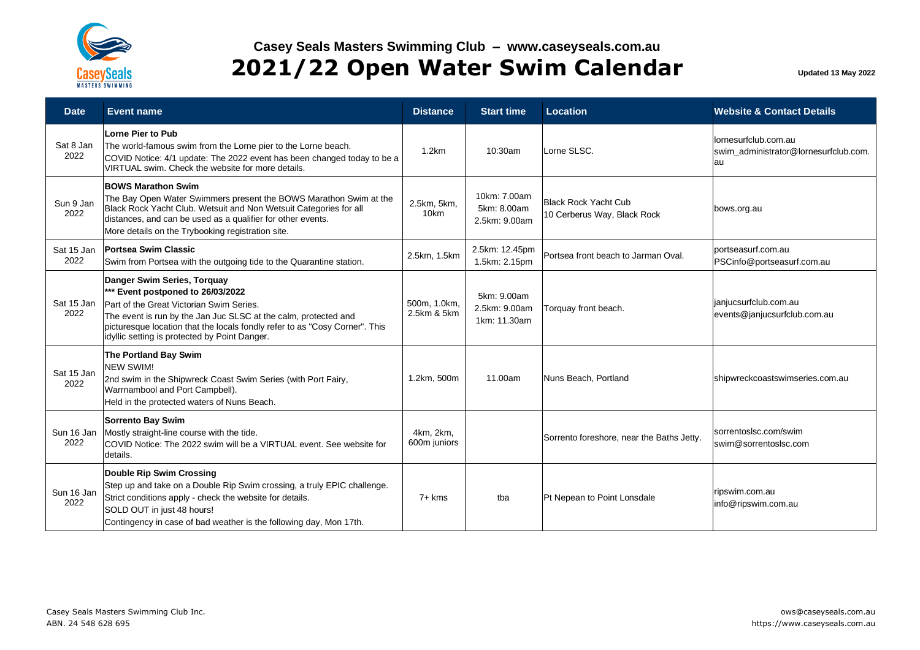# Casey Seals Masters Swimming Club – www.caseyseals.com.au

# 2021/22 Open Water Swim Calendar

**Updated 13 May 2022**

| Date | Event name | Distance | Start time | Location | Website & Contact Details |
|---|---|---|---|---|---|
| Sat 8 Jan 2022 | **Lorne Pier to Pub**<br>The world-famous swim from the Lorne pier to the Lorne beach.<br>COVID Notice: 4/1 update: The 2022 event has been changed today to be a VIRTUAL swim. Check the website for more details. | 1.2km | 10:30am | Lorne SLSC. | lornesurfclub.com.au<br>swim_administrator@lornesurfclub.com.au |
| Sun 9 Jan 2022 | **BOWS Marathon Swim**<br>The Bay Open Water Swimmers present the BOWS Marathon Swim at the Black Rock Yacht Club. Wetsuit and Non Wetsuit Categories for all distances, and can be used as a qualifier for other events.<br>More details on the Trybooking registration site. | 2.5km, 5km, 10km | 10km: 7.00am<br>5km: 8.00am<br>2.5km: 9.00am | Black Rock Yacht Cub<br>10 Cerberus Way, Black Rock | bows.org.au |
| Sat 15 Jan 2022 | **Portsea Swim Classic**<br>Swim from Portsea with the outgoing tide to the Quarantine station. | 2.5km, 1.5km | 2.5km: 12.45pm<br>1.5km: 2.15pm | Portsea front beach to Jarman Oval. | portseasurf.com.au<br>PSCinfo@portseasurf.com.au |
| Sat 15 Jan 2022 | **Danger Swim Series, Torquay**<br>**\*\*\* Event postponed to 26/03/2022**<br>Part of the Great Victorian Swim Series.<br>The event is run by the Jan Juc SLSC at the calm, protected and picturesque location that the locals fondly refer to as "Cosy Corner". This idyllic setting is protected by Point Danger. | 500m, 1.0km, 2.5km & 5km | 5km: 9.00am<br>2.5km: 9.00am<br>1km: 11.30am | Torquay front beach. | janjucsurfclub.com.au<br>events@janjucsurfclub.com.au |
| Sat 15 Jan 2022 | **The Portland Bay Swim**<br>NEW SWIM!<br>2nd swim in the Shipwreck Coast Swim Series (with Port Fairy, Warrnambool and Port Campbell).<br>Held in the protected waters of Nuns Beach. | 1.2km, 500m | 11.00am | Nuns Beach, Portland | shipwreckcoastswimseries.com.au |
| Sun 16 Jan 2022 | **Sorrento Bay Swim**<br>Mostly straight-line course with the tide.<br>COVID Notice: The 2022 swim will be a VIRTUAL event. See website for details. | 4km, 2km, 600m juniors | | Sorrento foreshore, near the Baths Jetty. | sorrentoslsc.com/swim<br>swim@sorrentoslsc.com |
| Sun 16 Jan 2022 | **Double Rip Swim Crossing**<br>Step up and take on a Double Rip Swim crossing, a truly EPIC challenge.<br>Strict conditions apply - check the website for details.<br>SOLD OUT in just 48 hours!<br>Contingency in case of bad weather is the following day, Mon 17th. | 7+ kms | tba | Pt Nepean to Point Lonsdale | ripswim.com.au<br>info@ripswim.com.au |

Casey Seals Masters Swimming Club Inc.
ABN. 24 548 628 695

ows@caseyseals.com.au
https://www.caseyseals.com.au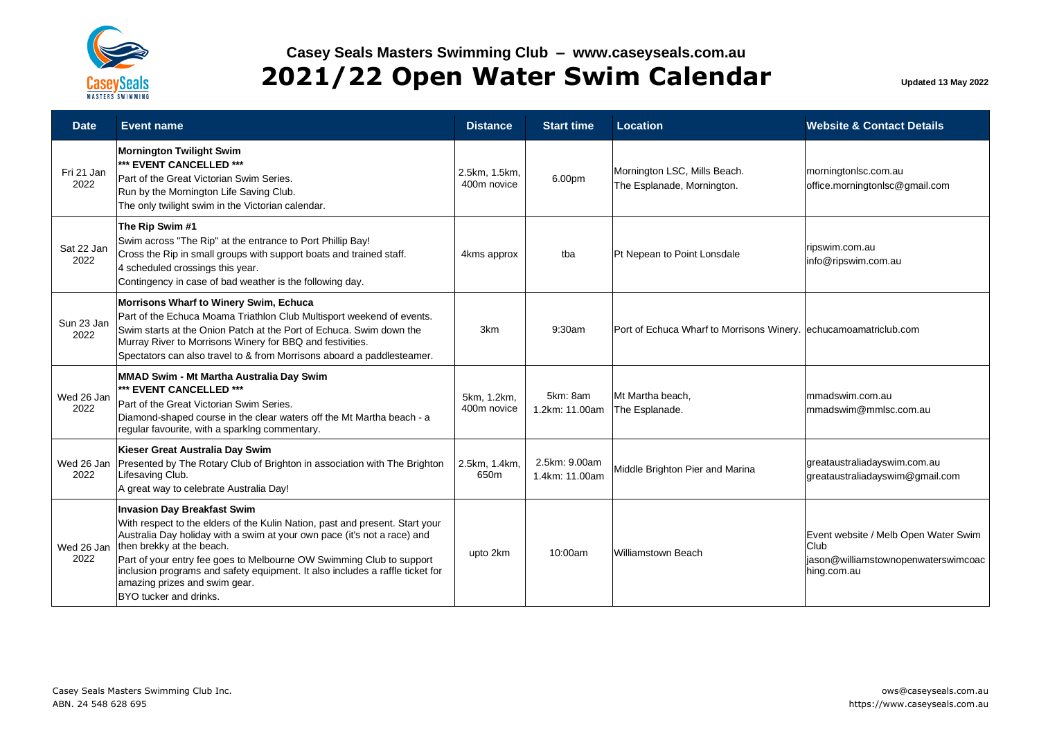# Casey Seals Masters Swimming Club – www.caseyseals.com.au

# 2021/22 Open Water Swim Calendar

Updated 13 May 2022

| Date | Event name | Distance | Start time | Location | Website & Contact Details |
|---|---|---|---|---|---|
| Fri 21 Jan 2022 | **Mornington Twilight Swim**<br>**\*\*\* EVENT CANCELLED \*\*\***<br>Part of the Great Victorian Swim Series.<br>Run by the Mornington Life Saving Club.<br>The only twilight swim in the Victorian calendar. | 2.5km, 1.5km, 400m novice | 6.00pm | Mornington LSC, Mills Beach.<br>The Esplanade, Mornington. | morningtonlsc.com.au<br>office.morningtonlsc@gmail.com |
| Sat 22 Jan 2022 | **The Rip Swim #1**<br>Swim across "The Rip" at the entrance to Port Phillip Bay!<br>Cross the Rip in small groups with support boats and trained staff.<br>4 scheduled crossings this year.<br>Contingency in case of bad weather is the following day. | 4kms approx | tba | Pt Nepean to Point Lonsdale | ripswim.com.au<br>info@ripswim.com.au |
| Sun 23 Jan 2022 | **Morrisons Wharf to Winery Swim, Echuca**<br>Part of the Echuca Moama Triathlon Club Multisport weekend of events.<br>Swim starts at the Onion Patch at the Port of Echuca. Swim down the Murray River to Morrisons Winery for BBQ and festivities.<br>Spectators can also travel to & from Morrisons aboard a paddlesteamer. | 3km | 9:30am | Port of Echuca Wharf to Morrisons Winery. | echucamoamatriclub.com |
| Wed 26 Jan 2022 | **MMAD Swim - Mt Martha Australia Day Swim**<br>**\*\*\* EVENT CANCELLED \*\*\***<br>Part of the Great Victorian Swim Series.<br>Diamond-shaped course in the clear waters off the Mt Martha beach - a regular favourite, with a sparklng commentary. | 5km, 1.2km, 400m novice | 5km: 8am<br>1.2km: 11.00am | Mt Martha beach,<br>The Esplanade. | mmadswim.com.au<br>mmadswim@mmlsc.com.au |
| Wed 26 Jan 2022 | **Kieser Great Australia Day Swim**<br>Presented by The Rotary Club of Brighton in association with The Brighton Lifesaving Club.<br>A great way to celebrate Australia Day! | 2.5km, 1.4km, 650m | 2.5km: 9.00am<br>1.4km: 11.00am | Middle Brighton Pier and Marina | greataustraliadayswim.com.au<br>greataustraliadayswim@gmail.com |
| Wed 26 Jan 2022 | **Invasion Day Breakfast Swim**<br>With respect to the elders of the Kulin Nation, past and present. Start your Australia Day holiday with a swim at your own pace (it's not a race) and then brekky at the beach.<br>Part of your entry fee goes to Melbourne OW Swimming Club to support inclusion programs and safety equipment. It also includes a raffle ticket for amazing prizes and swim gear.<br>BYO tucker and drinks. | upto 2km | 10:00am | Williamstown Beach | Event website / Melb Open Water Swim Club<br>jason@williamstownopenwaterswimcoaching.com.au |

Casey Seals Masters Swimming Club Inc.
ABN. 24 548 628 695

ows@caseyseals.com.au
https://www.caseyseals.com.au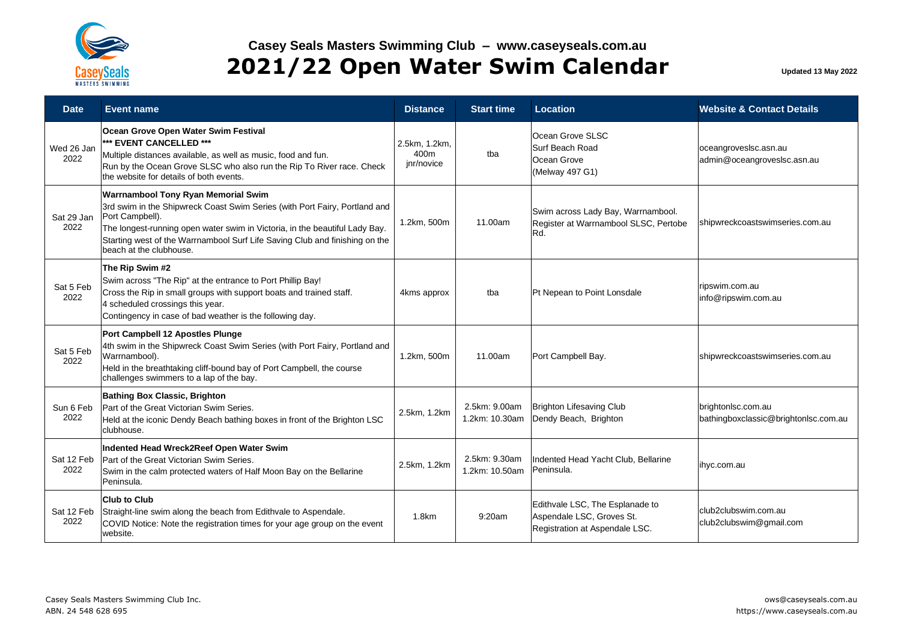**Casey Seals Masters Swimming Club – www.caseyseals.com.au**

# 2021/22 Open Water Swim Calendar

**Updated 13 May 2022**

| Date | Event name | Distance | Start time | Location | Website & Contact Details |
|---|---|---|---|---|---|
| Wed 26 Jan 2022 | **Ocean Grove Open Water Swim Festival**<br>**\*\*\* EVENT CANCELLED \*\*\***<br>Multiple distances available, as well as music, food and fun.<br>Run by the Ocean Grove SLSC who also run the Rip To River race. Check the website for details of both events. | 2.5km, 1.2km, 400m jnr/novice | tba | Ocean Grove SLSC<br>Surf Beach Road<br>Ocean Grove<br>(Melway 497 G1) | oceangroveslsc.asn.au<br>admin@oceangroveslsc.asn.au |
| Sat 29 Jan 2022 | **Warrnambool Tony Ryan Memorial Swim**<br>3rd swim in the Shipwreck Coast Swim Series (with Port Fairy, Portland and Port Campbell).<br>The longest-running open water swim in Victoria, in the beautiful Lady Bay.<br>Starting west of the Warrnambool Surf Life Saving Club and finishing on the beach at the clubhouse. | 1.2km, 500m | 11.00am | Swim across Lady Bay, Warrnambool.<br>Register at Warrnambool SLSC, Pertobe Rd. | shipwreckcoastswimseries.com.au |
| Sat 5 Feb 2022 | **The Rip Swim #2**<br>Swim across "The Rip" at the entrance to Port Phillip Bay!<br>Cross the Rip in small groups with support boats and trained staff.<br>4 scheduled crossings this year.<br>Contingency in case of bad weather is the following day. | 4kms approx | tba | Pt Nepean to Point Lonsdale | ripswim.com.au<br>info@ripswim.com.au |
| Sat 5 Feb 2022 | **Port Campbell 12 Apostles Plunge**<br>4th swim in the Shipwreck Coast Swim Series (with Port Fairy, Portland and Warrnambool).<br>Held in the breathtaking cliff-bound bay of Port Campbell, the course challenges swimmers to a lap of the bay. | 1.2km, 500m | 11.00am | Port Campbell Bay. | shipwreckcoastswimseries.com.au |
| Sun 6 Feb 2022 | **Bathing Box Classic, Brighton**<br>Part of the Great Victorian Swim Series.<br>Held at the iconic Dendy Beach bathing boxes in front of the Brighton LSC clubhouse. | 2.5km, 1.2km | 2.5km: 9.00am<br>1.2km: 10.30am | Brighton Lifesaving Club<br>Dendy Beach, Brighton | brightonlsc.com.au<br>bathingboxclassic@brightonlsc.com.au |
| Sat 12 Feb 2022 | **Indented Head Wreck2Reef Open Water Swim**<br>Part of the Great Victorian Swim Series.<br>Swim in the calm protected waters of Half Moon Bay on the Bellarine Peninsula. | 2.5km, 1.2km | 2.5km: 9.30am<br>1.2km: 10.50am | Indented Head Yacht Club, Bellarine Peninsula. | ihyc.com.au |
| Sat 12 Feb 2022 | **Club to Club**<br>Straight-line swim along the beach from Edithvale to Aspendale.<br>COVID Notice: Note the registration times for your age group on the event website. | 1.8km | 9:20am | Edithvale LSC, The Esplanade to Aspendale LSC, Groves St.<br>Registration at Aspendale LSC. | club2clubswim.com.au<br>club2clubswim@gmail.com |

Casey Seals Masters Swimming Club Inc.
ABN. 24 548 628 695

ows@caseyseals.com.au
https://www.caseyseals.com.au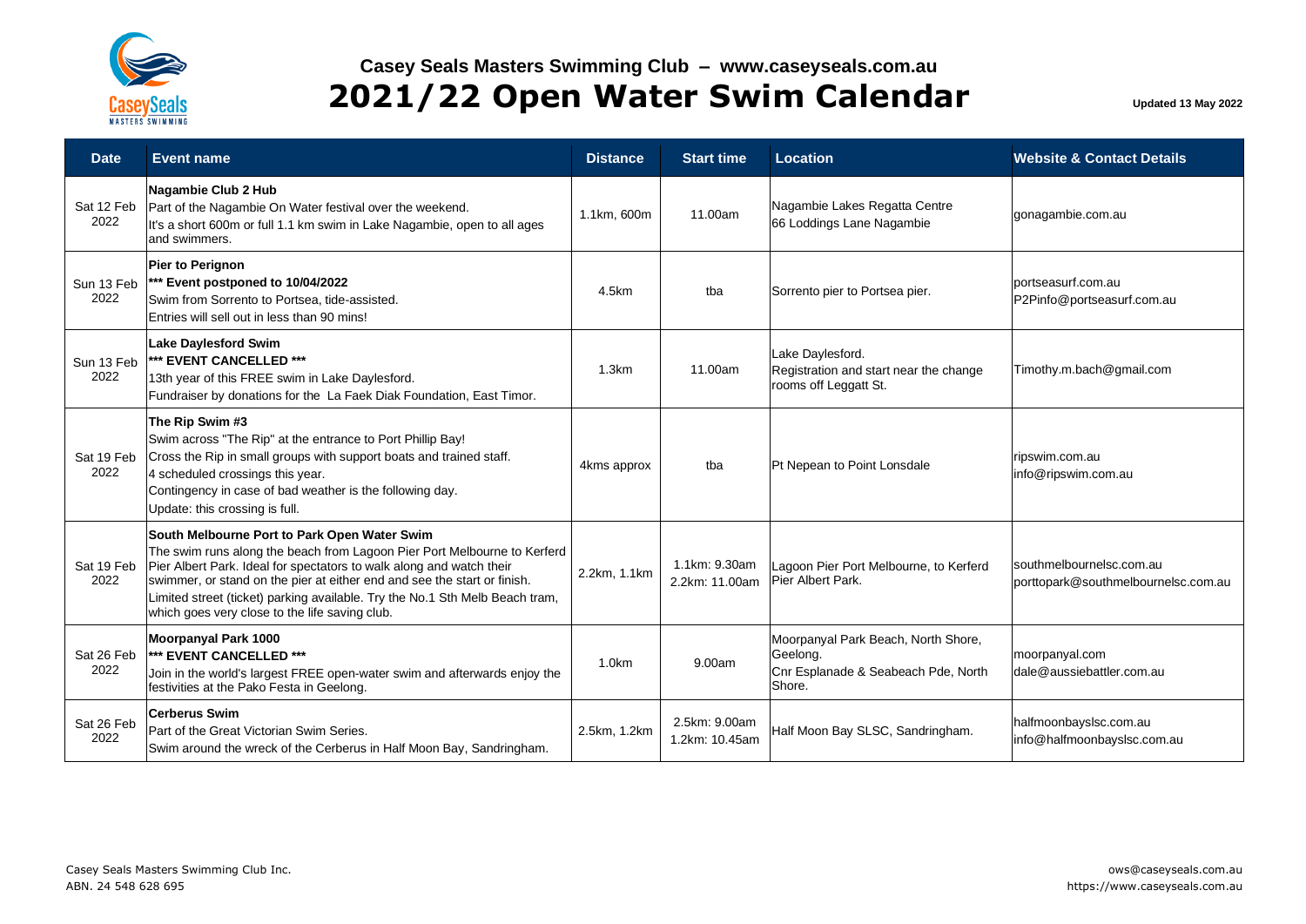**Casey Seals Masters Swimming Club – www.caseyseals.com.au**

# 2021/22 Open Water Swim Calendar

**Updated 13 May 2022**

| Date | Event name | Distance | Start time | Location | Website & Contact Details |
|---|---|---|---|---|---|
| Sat 12 Feb 2022 | **Nagambie Club 2 Hub**<br>Part of the Nagambie On Water festival over the weekend.<br>It's a short 600m or full 1.1 km swim in Lake Nagambie, open to all ages and swimmers. | 1.1km, 600m | 11.00am | Nagambie Lakes Regatta Centre<br>66 Loddings Lane Nagambie | gonagambie.com.au |
| Sun 13 Feb 2022 | **Pier to Perignon**<br>**\*\*\* Event postponed to 10/04/2022**<br>Swim from Sorrento to Portsea, tide-assisted.<br>Entries will sell out in less than 90 mins! | 4.5km | tba | Sorrento pier to Portsea pier. | portseasurf.com.au<br>P2Pinfo@portseasurf.com.au |
| Sun 13 Feb 2022 | **Lake Daylesford Swim**<br>**\*\*\* EVENT CANCELLED \*\*\***<br>13th year of this FREE swim in Lake Daylesford.<br>Fundraiser by donations for the La Faek Diak Foundation, East Timor. | 1.3km | 11.00am | Lake Daylesford.<br>Registration and start near the change rooms off Leggatt St. | Timothy.m.bach@gmail.com |
| Sat 19 Feb 2022 | **The Rip Swim #3**<br>Swim across "The Rip" at the entrance to Port Phillip Bay!<br>Cross the Rip in small groups with support boats and trained staff.<br>4 scheduled crossings this year.<br>Contingency in case of bad weather is the following day.<br>Update: this crossing is full. | 4kms approx | tba | Pt Nepean to Point Lonsdale | ripswim.com.au<br>info@ripswim.com.au |
| Sat 19 Feb 2022 | **South Melbourne Port to Park Open Water Swim**<br>The swim runs along the beach from Lagoon Pier Port Melbourne to Kerferd Pier Albert Park. Ideal for spectators to walk along and watch their swimmer, or stand on the pier at either end and see the start or finish.<br>Limited street (ticket) parking available. Try the No.1 Sth Melb Beach tram, which goes very close to the life saving club. | 2.2km, 1.1km | 1.1km: 9.30am<br>2.2km: 11.00am | Lagoon Pier Port Melbourne, to Kerferd Pier Albert Park. | southmelbournelsc.com.au<br>porttopark@southmelbournelsc.com.au |
| Sat 26 Feb 2022 | **Moorpanyal Park 1000**<br>**\*\*\* EVENT CANCELLED \*\*\***<br>Join in the world's largest FREE open-water swim and afterwards enjoy the festivities at the Pako Festa in Geelong. | 1.0km | 9.00am | Moorpanyal Park Beach, North Shore, Geelong.<br>Cnr Esplanade & Seabeach Pde, North Shore. | moorpanyal.com<br>dale@aussiebattler.com.au |
| Sat 26 Feb 2022 | **Cerberus Swim**<br>Part of the Great Victorian Swim Series.<br>Swim around the wreck of the Cerberus in Half Moon Bay, Sandringham. | 2.5km, 1.2km | 2.5km: 9.00am<br>1.2km: 10.45am | Half Moon Bay SLSC, Sandringham. | halfmoonbayslsc.com.au<br>info@halfmoonbayslsc.com.au |

Casey Seals Masters Swimming Club Inc.
ABN. 24 548 628 695

ows@caseyseals.com.au
https://www.caseyseals.com.au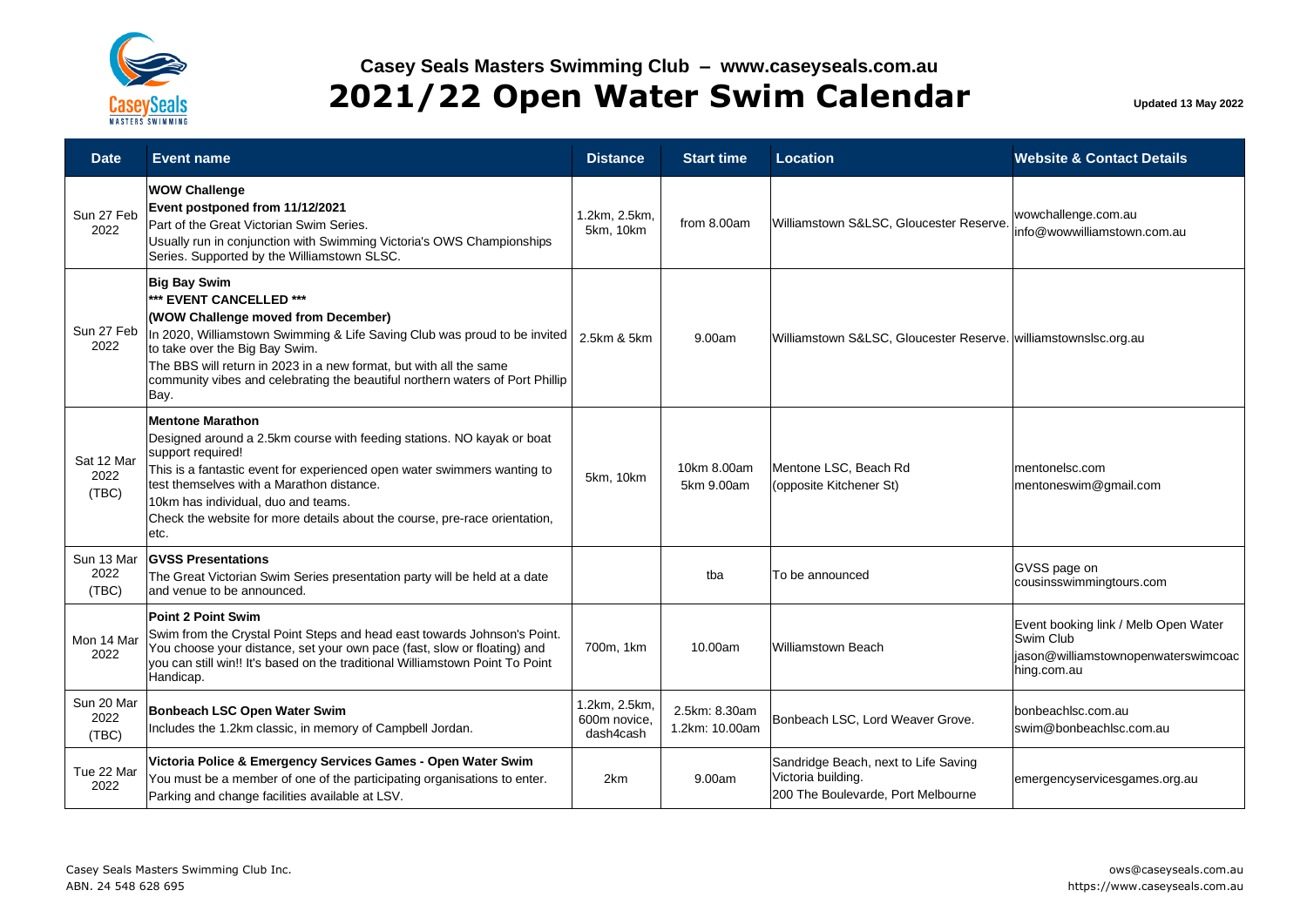## Casey Seals Masters Swimming Club – www.caseyseals.com.au

# 2021/22 Open Water Swim Calendar

Updated 13 May 2022

| Date | Event name | Distance | Start time | Location | Website & Contact Details |
|---|---|---|---|---|---|
| Sun 27 Feb 2022 | **WOW Challenge**<br>**Event postponed from 11/12/2021**<br>Part of the Great Victorian Swim Series.<br>Usually run in conjunction with Swimming Victoria's OWS Championships Series. Supported by the Williamstown SLSC. | 1.2km, 2.5km, 5km, 10km | from 8.00am | Williamstown S&LSC, Gloucester Reserve. | wowchallenge.com.au<br>info@wowwilliamstown.com.au |
| Sun 27 Feb 2022 | **Big Bay Swim**<br>**\*\*\* EVENT CANCELLED \*\*\***<br>**(WOW Challenge moved from December)**<br>In 2020, Williamstown Swimming & Life Saving Club was proud to be invited to take over the Big Bay Swim.<br>The BBS will return in 2023 in a new format, but with all the same community vibes and celebrating the beautiful northern waters of Port Phillip Bay. | 2.5km & 5km | 9.00am | Williamstown S&LSC, Gloucester Reserve. | williamstownslsc.org.au |
| Sat 12 Mar 2022 (TBC) | **Mentone Marathon**<br>Designed around a 2.5km course with feeding stations. NO kayak or boat support required!<br>This is a fantastic event for experienced open water swimmers wanting to test themselves with a Marathon distance.<br>10km has individual, duo and teams.<br>Check the website for more details about the course, pre-race orientation, etc. | 5km, 10km | 10km 8.00am<br>5km 9.00am | Mentone LSC, Beach Rd (opposite Kitchener St) | mentonelsc.com<br>mentoneswim@gmail.com |
| Sun 13 Mar 2022 (TBC) | **GVSS Presentations**<br>The Great Victorian Swim Series presentation party will be held at a date and venue to be announced. | | tba | To be announced | GVSS page on cousinsswimmingtours.com |
| Mon 14 Mar 2022 | **Point 2 Point Swim**<br>Swim from the Crystal Point Steps and head east towards Johnson's Point. You choose your distance, set your own pace (fast, slow or floating) and you can still win!! It's based on the traditional Williamstown Point To Point Handicap. | 700m, 1km | 10.00am | Williamstown Beach | Event booking link / Melb Open Water Swim Club<br>jason@williamstownopenwaterswimcoaching.com.au |
| Sun 20 Mar 2022 (TBC) | **Bonbeach LSC Open Water Swim**<br>Includes the 1.2km classic, in memory of Campbell Jordan. | 1.2km, 2.5km, 600m novice, dash4cash | 2.5km: 8.30am<br>1.2km: 10.00am | Bonbeach LSC, Lord Weaver Grove. | bonbeachlsc.com.au<br>swim@bonbeachlsc.com.au |
| Tue 22 Mar 2022 | **Victoria Police & Emergency Services Games - Open Water Swim**<br>You must be a member of one of the participating organisations to enter.<br>Parking and change facilities available at LSV. | 2km | 9.00am | Sandridge Beach, next to Life Saving Victoria building.<br>200 The Boulevarde, Port Melbourne | emergencyservicesgames.org.au |

Casey Seals Masters Swimming Club Inc.
ABN. 24 548 628 695

ows@caseyseals.com.au
https://www.caseyseals.com.au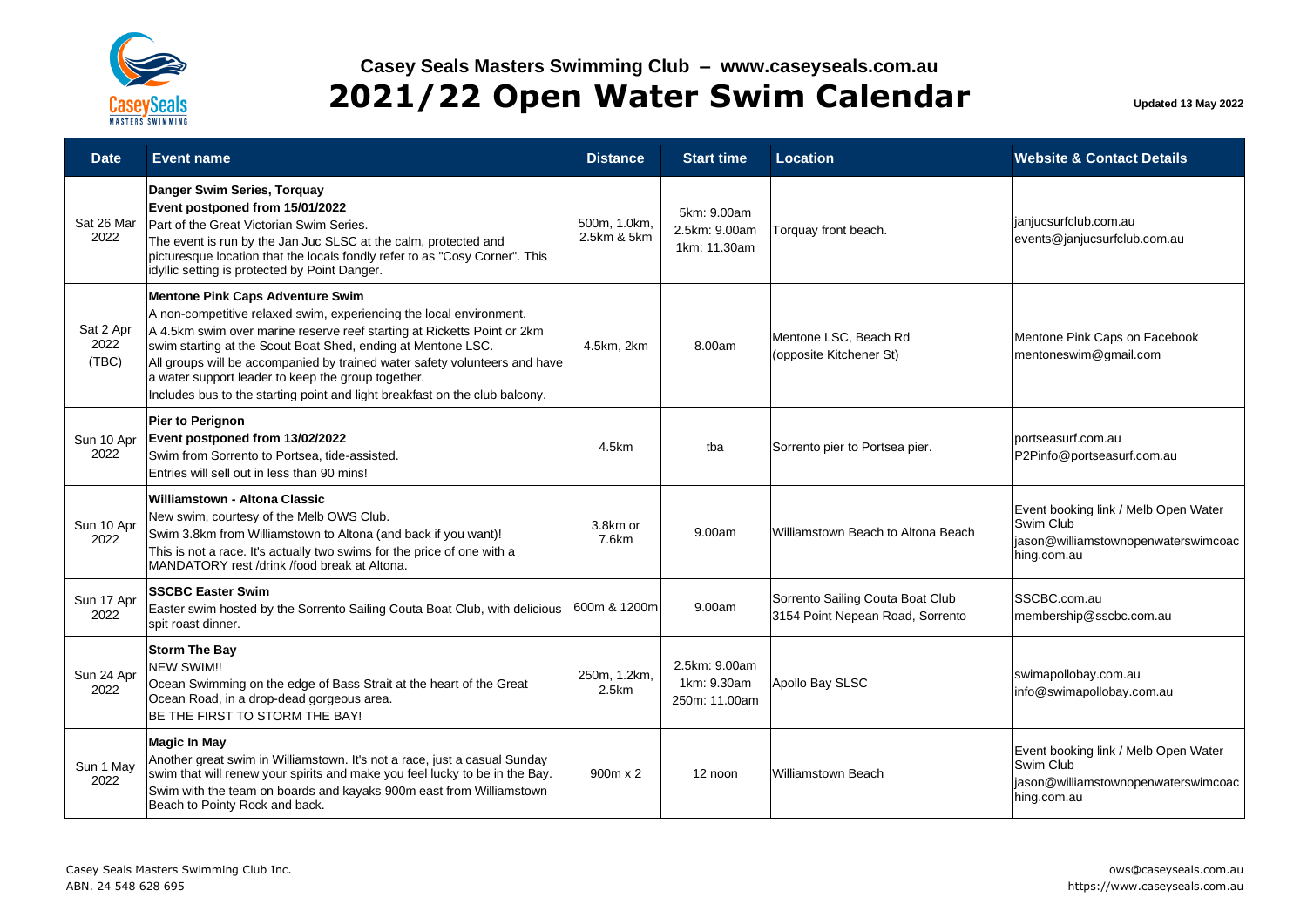# Casey Seals Masters Swimming Club – www.caseyseals.com.au

## 2021/22 Open Water Swim Calendar

Updated 13 May 2022

| Date | Event name | Distance | Start time | Location | Website & Contact Details |
|---|---|---|---|---|---|
| Sat 26 Mar 2022 | **Danger Swim Series, Torquay**<br>**Event postponed from 15/01/2022**<br>Part of the Great Victorian Swim Series.<br>The event is run by the Jan Juc SLSC at the calm, protected and picturesque location that the locals fondly refer to as "Cosy Corner". This idyllic setting is protected by Point Danger. | 500m, 1.0km, 2.5km & 5km | 5km: 9.00am<br>2.5km: 9.00am<br>1km: 11.30am | Torquay front beach. | janjucsurfclub.com.au<br>events@janjucsurfclub.com.au |
| Sat 2 Apr 2022 (TBC) | **Mentone Pink Caps Adventure Swim**<br>A non-competitive relaxed swim, experiencing the local environment.<br>A 4.5km swim over marine reserve reef starting at Ricketts Point or 2km swim starting at the Scout Boat Shed, ending at Mentone LSC.<br>All groups will be accompanied by trained water safety volunteers and have a water support leader to keep the group together.<br>Includes bus to the starting point and light breakfast on the club balcony. | 4.5km, 2km | 8.00am | Mentone LSC, Beach Rd (opposite Kitchener St) | Mentone Pink Caps on Facebook<br>mentoneswim@gmail.com |
| Sun 10 Apr 2022 | **Pier to Perignon**<br>**Event postponed from 13/02/2022**<br>Swim from Sorrento to Portsea, tide-assisted.<br>Entries will sell out in less than 90 mins! | 4.5km | tba | Sorrento pier to Portsea pier. | portseasurf.com.au<br>P2Pinfo@portseasurf.com.au |
| Sun 10 Apr 2022 | **Williamstown - Altona Classic**<br>New swim, courtesy of the Melb OWS Club.<br>Swim 3.8km from Williamstown to Altona (and back if you want)!<br>This is not a race. It's actually two swims for the price of one with a MANDATORY rest /drink /food break at Altona. | 3.8km or 7.6km | 9.00am | Williamstown Beach to Altona Beach | Event booking link / Melb Open Water Swim Club<br>jason@williamstownopenwaterswimcoaching.com.au |
| Sun 17 Apr 2022 | **SSCBC Easter Swim**<br>Easter swim hosted by the Sorrento Sailing Couta Boat Club, with delicious spit roast dinner. | 600m & 1200m | 9.00am | Sorrento Sailing Couta Boat Club<br>3154 Point Nepean Road, Sorrento | SSCBC.com.au<br>membership@sscbc.com.au |
| Sun 24 Apr 2022 | **Storm The Bay**<br>NEW SWIM!!<br>Ocean Swimming on the edge of Bass Strait at the heart of the Great Ocean Road, in a drop-dead gorgeous area.<br>BE THE FIRST TO STORM THE BAY! | 250m, 1.2km, 2.5km | 2.5km: 9.00am<br>1km: 9.30am<br>250m: 11.00am | Apollo Bay SLSC | swimapollobay.com.au<br>info@swimapollobay.com.au |
| Sun 1 May 2022 | **Magic In May**<br>Another great swim in Williamstown. It's not a race, just a casual Sunday swim that will renew your spirits and make you feel lucky to be in the Bay.<br>Swim with the team on boards and kayaks 900m east from Williamstown Beach to Pointy Rock and back. | 900m x 2 | 12 noon | Williamstown Beach | Event booking link / Melb Open Water Swim Club<br>jason@williamstownopenwaterswimcoaching.com.au |

Casey Seals Masters Swimming Club Inc.
ABN. 24 548 628 695

ows@caseyseals.com.au
https://www.caseyseals.com.au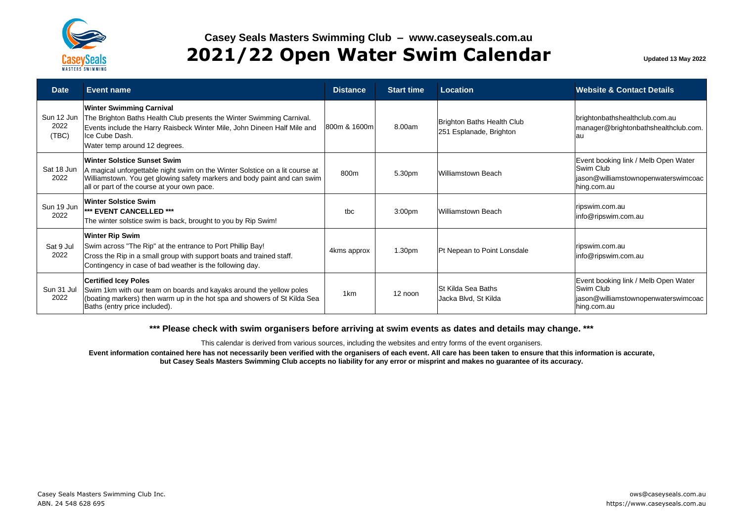## Casey Seals Masters Swimming Club – www.caseyseals.com.au

# 2021/22 Open Water Swim Calendar

**Updated 13 May 2022**

| Date | Event name | Distance | Start time | Location | Website & Contact Details |
|---|---|---|---|---|---|
| Sun 12 Jun 2022 (TBC) | **Winter Swimming Carnival**<br>The Brighton Baths Health Club presents the Winter Swimming Carnival. Events include the Harry Raisbeck Winter Mile, John Dineen Half Mile and Ice Cube Dash.<br>Water temp around 12 degrees. | 800m & 1600m | 8.00am | Brighton Baths Health Club<br>251 Esplanade, Brighton | brightonbathshealthclub.com.au<br>manager@brightonbathshealthclub.com.au |
| Sat 18 Jun 2022 | **Winter Solstice Sunset Swim**<br>A magical unforgettable night swim on the Winter Solstice on a lit course at Williamstown. You get glowing safety markers and body paint and can swim all or part of the course at your own pace. | 800m | 5.30pm | Williamstown Beach | Event booking link / Melb Open Water Swim Club<br>jason@williamstownopenwaterswimcoaching.com.au |
| Sun 19 Jun 2022 | **Winter Solstice Swim**<br>**\*\*\* EVENT CANCELLED \*\*\***<br>The winter solstice swim is back, brought to you by Rip Swim! | tbc | 3:00pm | Williamstown Beach | ripswim.com.au<br>info@ripswim.com.au |
| Sat 9 Jul 2022 | **Winter Rip Swim**<br>Swim across "The Rip" at the entrance to Port Phillip Bay!<br>Cross the Rip in a small group with support boats and trained staff.<br>Contingency in case of bad weather is the following day. | 4kms approx | 1.30pm | Pt Nepean to Point Lonsdale | ripswim.com.au<br>info@ripswim.com.au |
| Sun 31 Jul 2022 | **Certified Icey Poles**<br>Swim 1km with our team on boards and kayaks around the yellow poles (boating markers) then warm up in the hot spa and showers of St Kilda Sea Baths (entry price included). | 1km | 12 noon | St Kilda Sea Baths<br>Jacka Blvd, St Kilda | Event booking link / Melb Open Water Swim Club<br>jason@williamstownopenwaterswimcoaching.com.au |

**\*\*\* Please check with swim organisers before arriving at swim events as dates and details may change. \*\*\***

This calendar is derived from various sources, including the websites and entry forms of the event organisers.

**Event information contained here has not necessarily been verified with the organisers of each event. All care has been taken to ensure that this information is accurate, but Casey Seals Masters Swimming Club accepts no liability for any error or misprint and makes no guarantee of its accuracy.**

Casey Seals Masters Swimming Club Inc.
ABN. 24 548 628 695

ows@caseyseals.com.au
https://www.caseyseals.com.au